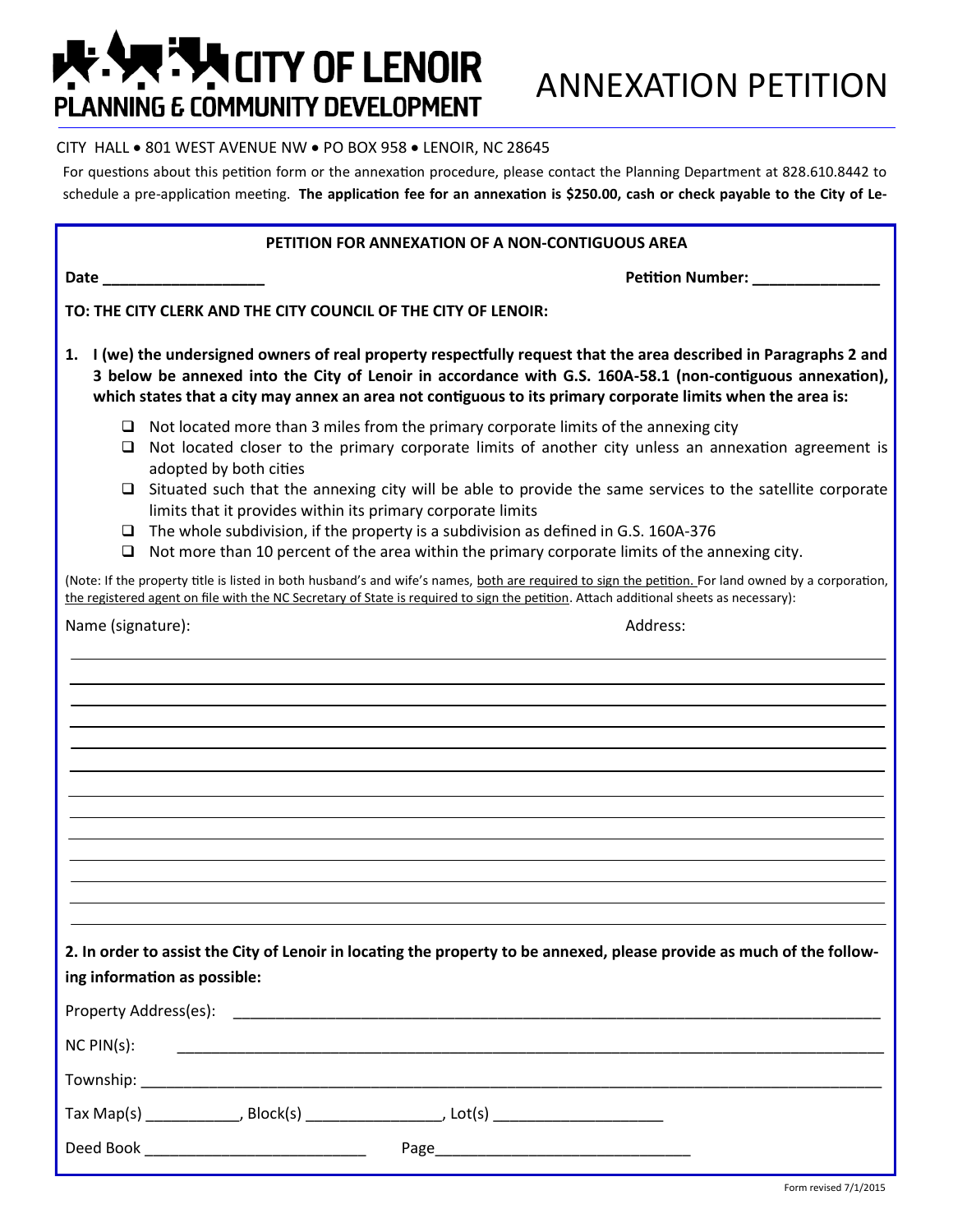# CITY OF LENOIR
## PLANNING & COMMUNITY DEVELOPMENT

# ANNEXATION PETITION

CITY HALL • 801 WEST AVENUE NW • PO BOX 958 • LENOIR, NC 28645

For questions about this petition form or the annexation procedure, please contact the Planning Department at 828.610.8442 to schedule a pre-application meeting. **The application fee for an annexation is $250.00, cash or check payable to the City of Le-**

**PETITION FOR ANNEXATION OF A NON-CONTIGUOUS AREA**

**Date ___________________** **Petition Number: _______________**

**TO: THE CITY CLERK AND THE CITY COUNCIL OF THE CITY OF LENOIR:**

**1. I (we) the undersigned owners of real property respectfully request that the area described in Paragraphs 2 and 3 below be annexed into the City of Lenoir in accordance with G.S. 160A-58.1 (non-contiguous annexation), which states that a city may annex an area not contiguous to its primary corporate limits when the area is:**

- ☐ Not located more than 3 miles from the primary corporate limits of the annexing city
- ☐ Not located closer to the primary corporate limits of another city unless an annexation agreement is adopted by both cities
- ☐ Situated such that the annexing city will be able to provide the same services to the satellite corporate limits that it provides within its primary corporate limits
- ☐ The whole subdivision, if the property is a subdivision as defined in G.S. 160A-376
- ☐ Not more than 10 percent of the area within the primary corporate limits of the annexing city.

(Note: If the property title is listed in both husband's and wife's names, both are required to sign the petition. For land owned by a corporation, the registered agent on file with the NC Secretary of State is required to sign the petition. Attach additional sheets as necessary):

Name (signature): Address:

______________________________________________________________________________

______________________________________________________________________________

______________________________________________________________________________

______________________________________________________________________________

______________________________________________________________________________

______________________________________________________________________________

______________________________________________________________________________

______________________________________________________________________________

______________________________________________________________________________

______________________________________________________________________________

______________________________________________________________________________

______________________________________________________________________________

______________________________________________________________________________

**2. In order to assist the City of Lenoir in locating the property to be annexed, please provide as much of the following information as possible:**

Property Address(es): ________________________________________________________________

NC PIN(s): ________________________________________________________________

Township: ________________________________________________________________

Tax Map(s) ___________, Block(s) ________________, Lot(s) ____________________

Deed Book ___________________________ Page_______________________________

Form revised 7/1/2015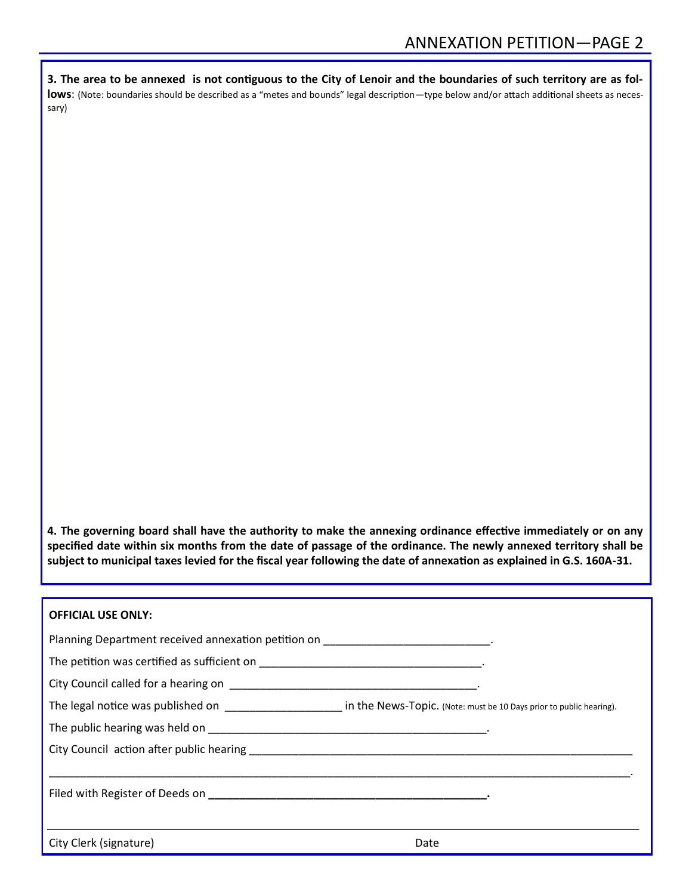**3. The area to be annexed is not contiguous to the City of Lenoir and the boundaries of such territory are as follows**: (Note: boundaries should be described as a "metes and bounds" legal description—type below and/or attach additional sheets as necessary)

**4. The governing board shall have the authority to make the annexing ordinance effective immediately or on any specified date within six months from the date of passage of the ordinance. The newly annexed territory shall be subject to municipal taxes levied for the fiscal year following the date of annexation as explained in G.S. 160A-31.**

**OFFICIAL USE ONLY:**

Planning Department received annexation petition on ___________________________.

The petition was certified as sufficient on ____________________________________.

City Council called for a hearing on ________________________________________.

The legal notice was published on ___________________ in the News-Topic. (Note: must be 10 Days prior to public hearing).

The public hearing was held on _______________________________________________.

City Council action after public hearing ________________________________________________________________

_______________________________________________________________________________________________.

Filed with Register of Deeds on **_____________________________________________.**

City Clerk (signature) Date